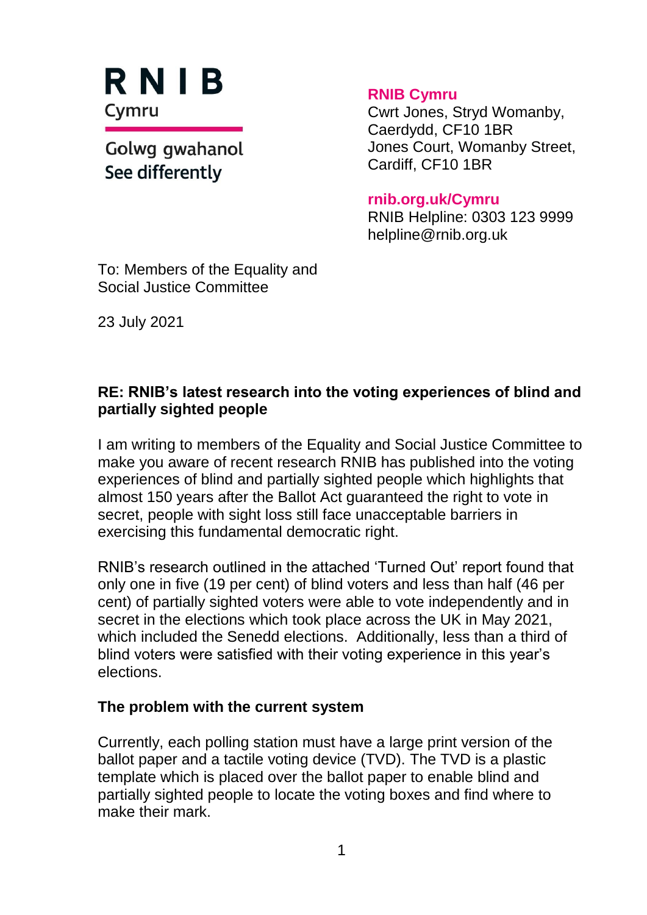RNIB

Cymru

Golwg gwahanol
See differently

**RNIB Cymru**
Cwrt Jones, Stryd Womanby,
Caerdydd, CF10 1BR
Jones Court, Womanby Street,
Cardiff, CF10 1BR

**rnib.org.uk/Cymru**
RNIB Helpline: 0303 123 9999
helpline@rnib.org.uk

To: Members of the Equality and Social Justice Committee

23 July 2021

**RE: RNIB's latest research into the voting experiences of blind and partially sighted people**

I am writing to members of the Equality and Social Justice Committee to make you aware of recent research RNIB has published into the voting experiences of blind and partially sighted people which highlights that almost 150 years after the Ballot Act guaranteed the right to vote in secret, people with sight loss still face unacceptable barriers in exercising this fundamental democratic right.

RNIB's research outlined in the attached 'Turned Out' report found that only one in five (19 per cent) of blind voters and less than half (46 per cent) of partially sighted voters were able to vote independently and in secret in the elections which took place across the UK in May 2021, which included the Senedd elections. Additionally, less than a third of blind voters were satisfied with their voting experience in this year's elections.

**The problem with the current system**

Currently, each polling station must have a large print version of the ballot paper and a tactile voting device (TVD). The TVD is a plastic template which is placed over the ballot paper to enable blind and partially sighted people to locate the voting boxes and find where to make their mark.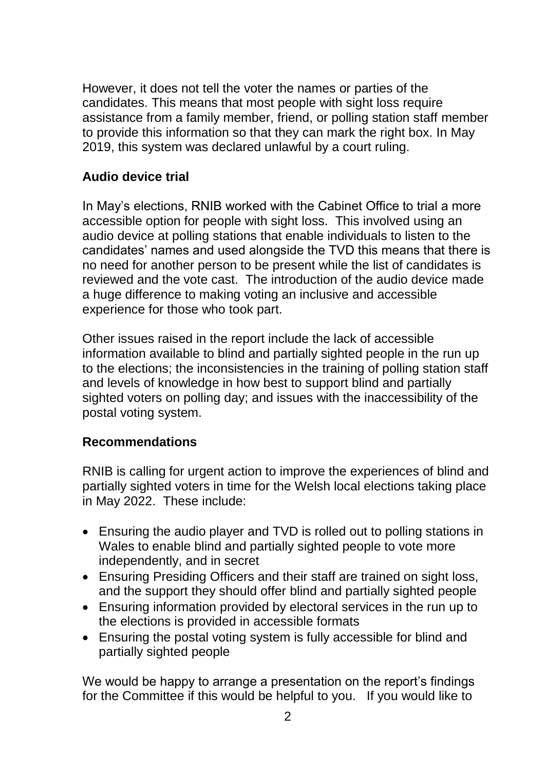However, it does not tell the voter the names or parties of the candidates. This means that most people with sight loss require assistance from a family member, friend, or polling station staff member to provide this information so that they can mark the right box. In May 2019, this system was declared unlawful by a court ruling.

**Audio device trial**

In May's elections, RNIB worked with the Cabinet Office to trial a more accessible option for people with sight loss. This involved using an audio device at polling stations that enable individuals to listen to the candidates' names and used alongside the TVD this means that there is no need for another person to be present while the list of candidates is reviewed and the vote cast. The introduction of the audio device made a huge difference to making voting an inclusive and accessible experience for those who took part.

Other issues raised in the report include the lack of accessible information available to blind and partially sighted people in the run up to the elections; the inconsistencies in the training of polling station staff and levels of knowledge in how best to support blind and partially sighted voters on polling day; and issues with the inaccessibility of the postal voting system.

**Recommendations**

RNIB is calling for urgent action to improve the experiences of blind and partially sighted voters in time for the Welsh local elections taking place in May 2022. These include:

- Ensuring the audio player and TVD is rolled out to polling stations in Wales to enable blind and partially sighted people to vote more independently, and in secret
- Ensuring Presiding Officers and their staff are trained on sight loss, and the support they should offer blind and partially sighted people
- Ensuring information provided by electoral services in the run up to the elections is provided in accessible formats
- Ensuring the postal voting system is fully accessible for blind and partially sighted people

We would be happy to arrange a presentation on the report's findings for the Committee if this would be helpful to you. If you would like to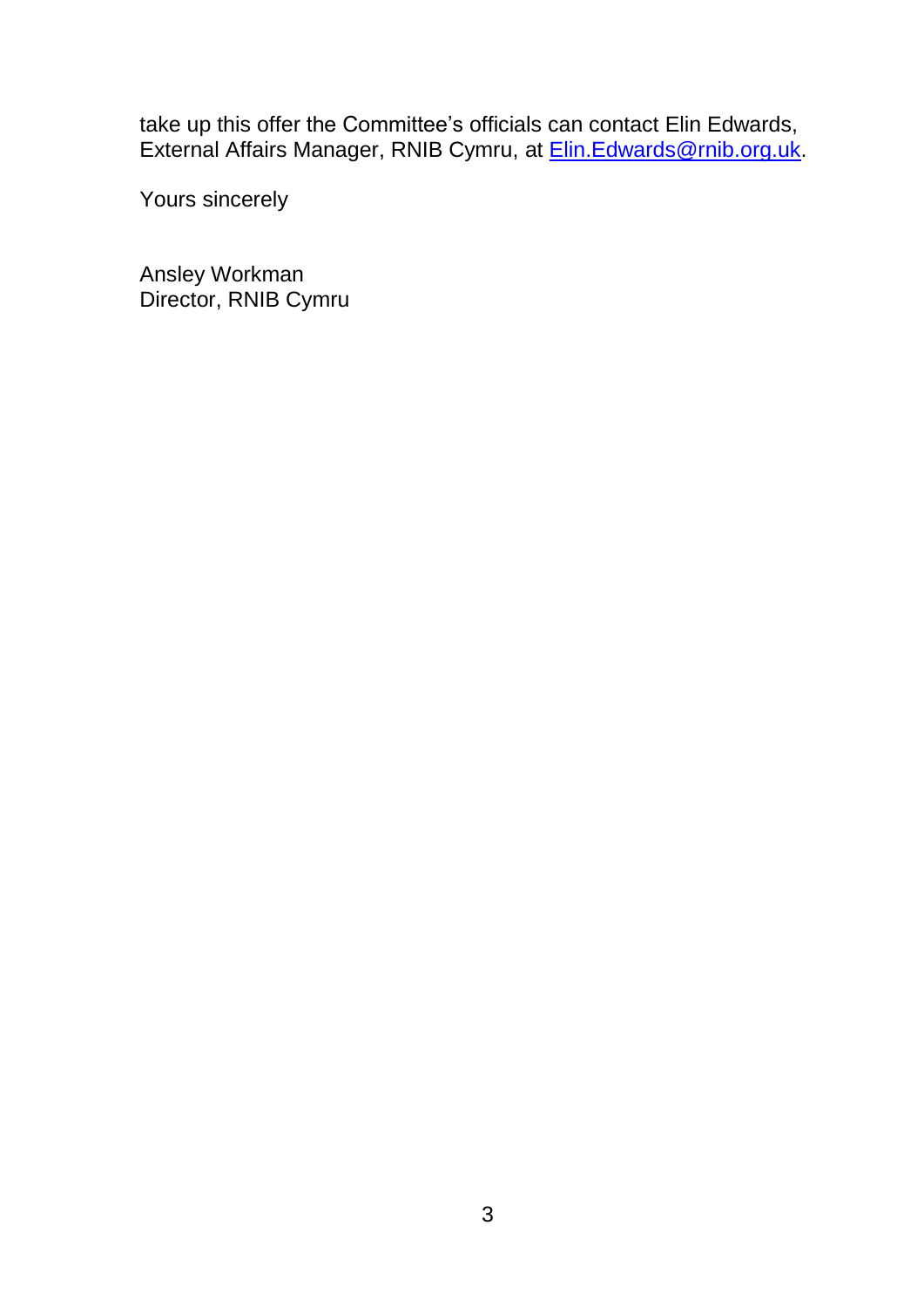take up this offer the Committee's officials can contact Elin Edwards, External Affairs Manager, RNIB Cymru, at [Elin.Edwards@rnib.org.uk](mailto:Elin.Edwards@rnib.org.uk).

Yours sincerely

Ansley Workman
Director, RNIB Cymru